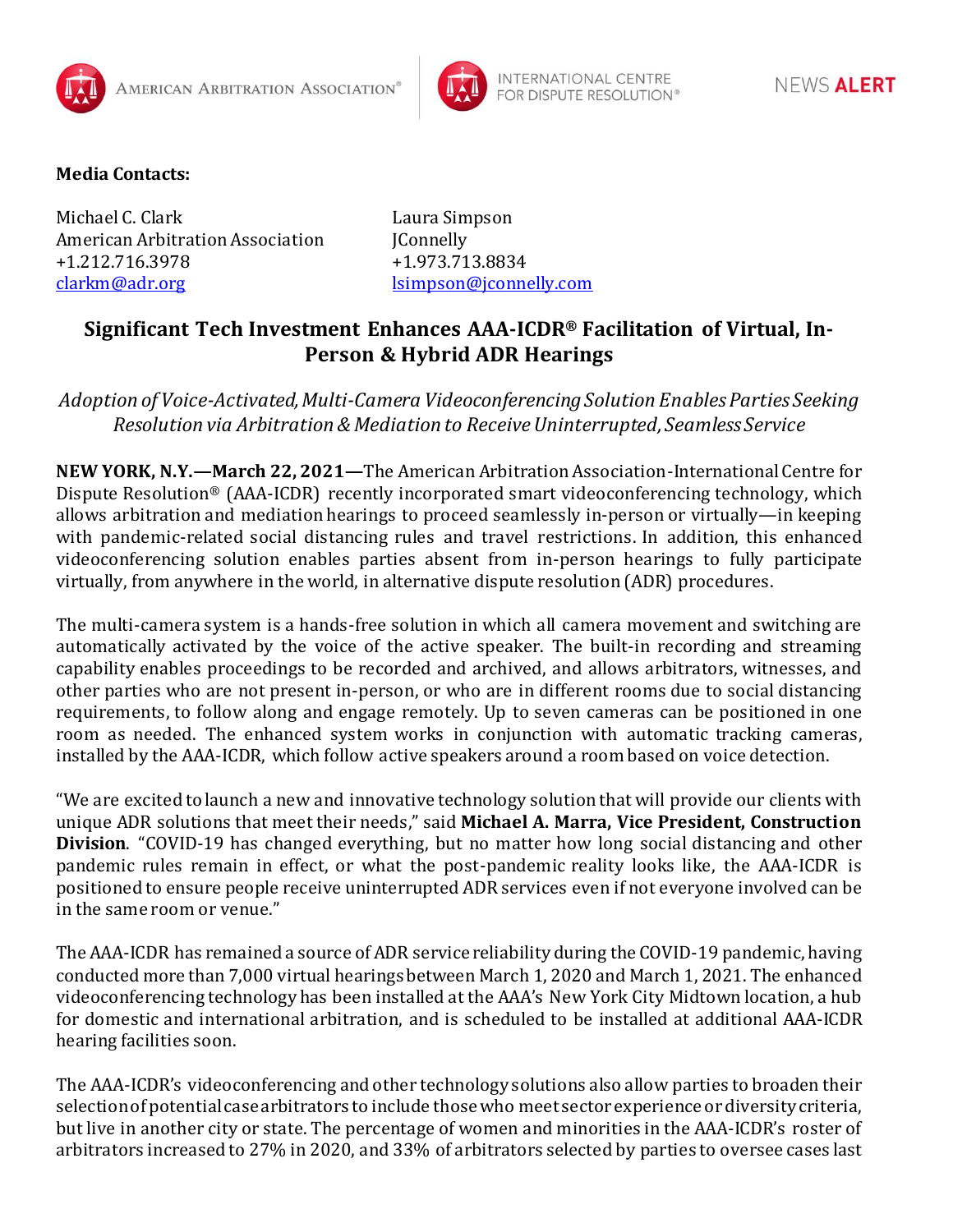AMERICAN ARBITRATION ASSOCIATION® | INTERNATIONAL CENTRE FOR DISPUTE RESOLUTION® | NEWS **ALERT**

**Media Contacts:**

Michael C. Clark
American Arbitration Association
+1.212.716.3978
clarkm@adr.org

Laura Simpson
JConnelly
+1.973.713.8834
lsimpson@jconnelly.com

## Significant Tech Investment Enhances AAA-ICDR® Facilitation of Virtual, In-Person & Hybrid ADR Hearings

*Adoption of Voice-Activated, Multi-Camera Videoconferencing Solution Enables Parties Seeking Resolution via Arbitration & Mediation to Receive Uninterrupted, Seamless Service*

**NEW YORK, N.Y.—March 22, 2021—**The American Arbitration Association-International Centre for Dispute Resolution® (AAA-ICDR) recently incorporated smart videoconferencing technology, which allows arbitration and mediation hearings to proceed seamlessly in-person or virtually—in keeping with pandemic-related social distancing rules and travel restrictions. In addition, this enhanced videoconferencing solution enables parties absent from in-person hearings to fully participate virtually, from anywhere in the world, in alternative dispute resolution (ADR) procedures.

The multi-camera system is a hands-free solution in which all camera movement and switching are automatically activated by the voice of the active speaker. The built-in recording and streaming capability enables proceedings to be recorded and archived, and allows arbitrators, witnesses, and other parties who are not present in-person, or who are in different rooms due to social distancing requirements, to follow along and engage remotely. Up to seven cameras can be positioned in one room as needed. The enhanced system works in conjunction with automatic tracking cameras, installed by the AAA-ICDR, which follow active speakers around a room based on voice detection.

"We are excited to launch a new and innovative technology solution that will provide our clients with unique ADR solutions that meet their needs," said **Michael A. Marra, Vice President, Construction Division**. "COVID-19 has changed everything, but no matter how long social distancing and other pandemic rules remain in effect, or what the post-pandemic reality looks like, the AAA-ICDR is positioned to ensure people receive uninterrupted ADR services even if not everyone involved can be in the same room or venue."

The AAA-ICDR has remained a source of ADR service reliability during the COVID-19 pandemic, having conducted more than 7,000 virtual hearings between March 1, 2020 and March 1, 2021. The enhanced videoconferencing technology has been installed at the AAA's New York City Midtown location, a hub for domestic and international arbitration, and is scheduled to be installed at additional AAA-ICDR hearing facilities soon.

The AAA-ICDR's videoconferencing and other technology solutions also allow parties to broaden their selection of potential case arbitrators to include those who meet sector experience or diversity criteria, but live in another city or state. The percentage of women and minorities in the AAA-ICDR's roster of arbitrators increased to 27% in 2020, and 33% of arbitrators selected by parties to oversee cases last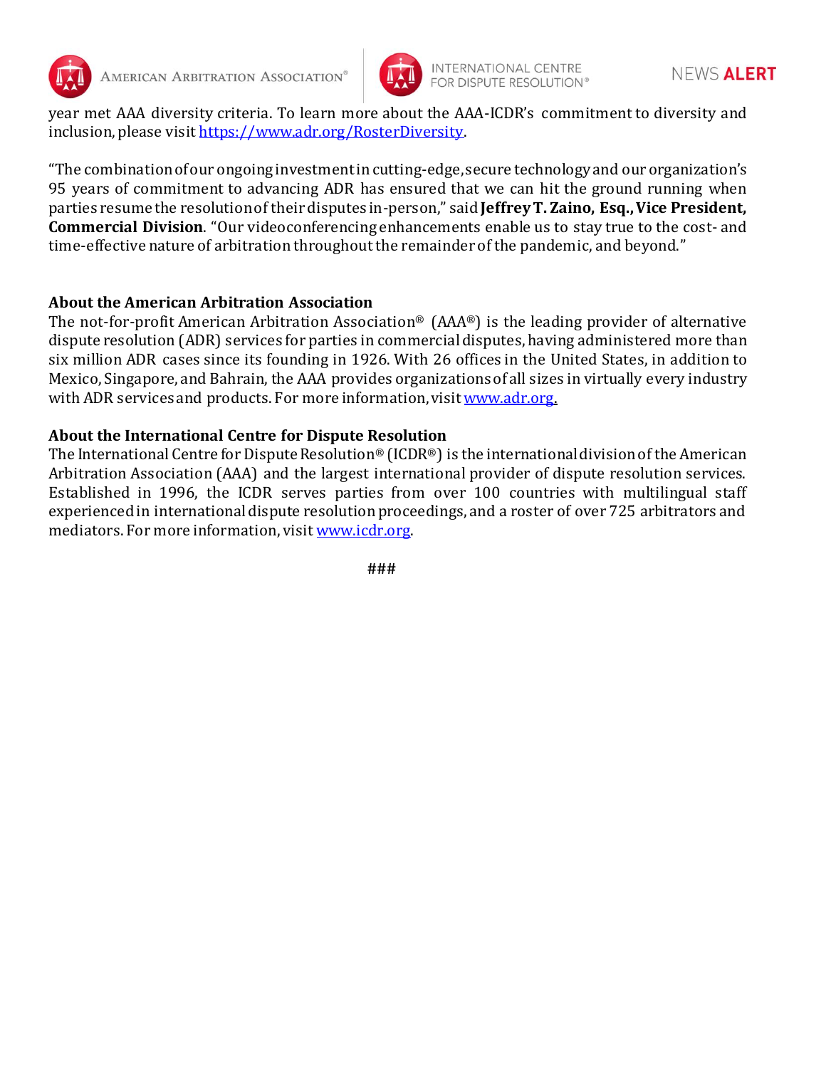year met AAA diversity criteria. To learn more about the AAA-ICDR's commitment to diversity and inclusion, please visit [https://www.adr.org/RosterDiversity](https://www.adr.org/RosterDiversity).

"The combination of our ongoing investment in cutting-edge, secure technology and our organization's 95 years of commitment to advancing ADR has ensured that we can hit the ground running when parties resume the resolution of their disputes in-person," said **Jeffrey T. Zaino, Esq., Vice President, Commercial Division**. "Our videoconferencing enhancements enable us to stay true to the cost- and time-effective nature of arbitration throughout the remainder of the pandemic, and beyond."

**About the American Arbitration Association**

The not-for-profit American Arbitration Association® (AAA®) is the leading provider of alternative dispute resolution (ADR) services for parties in commercial disputes, having administered more than six million ADR cases since its founding in 1926. With 26 offices in the United States, in addition to Mexico, Singapore, and Bahrain, the AAA provides organizations of all sizes in virtually every industry with ADR services and products. For more information, visit [www.adr.org](http://www.adr.org).

**About the International Centre for Dispute Resolution**

The International Centre for Dispute Resolution® (ICDR®) is the international division of the American Arbitration Association (AAA) and the largest international provider of dispute resolution services. Established in 1996, the ICDR serves parties from over 100 countries with multilingual staff experienced in international dispute resolution proceedings, and a roster of over 725 arbitrators and mediators. For more information, visit [www.icdr.org](http://www.icdr.org).

###